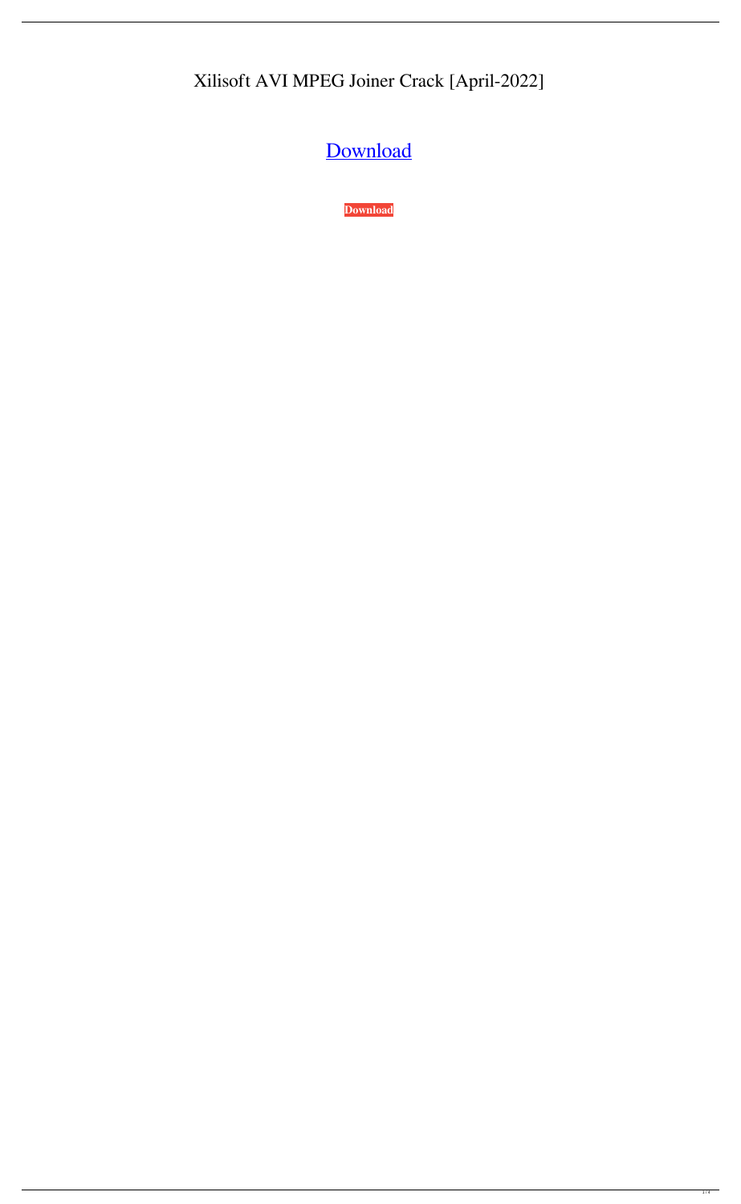Xilisoft AVI MPEG Joiner Crack [April-2022]

[Download](#)

**Download**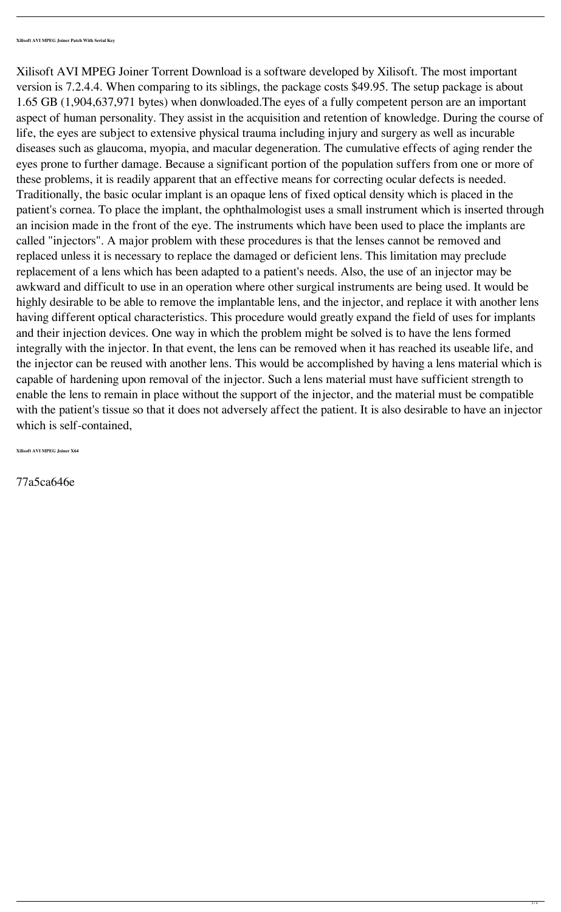**Xilisoft AVI MPEG Joiner Patch With Serial Key**

Xilisoft AVI MPEG Joiner Torrent Download is a software developed by Xilisoft. The most important version is 7.2.4.4. When comparing to its siblings, the package costs $49.95. The setup package is about 1.65 GB (1,904,637,971 bytes) when donwloaded.The eyes of a fully competent person are an important aspect of human personality. They assist in the acquisition and retention of knowledge. During the course of life, the eyes are subject to extensive physical trauma including injury and surgery as well as incurable diseases such as glaucoma, myopia, and macular degeneration. The cumulative effects of aging render the eyes prone to further damage. Because a significant portion of the population suffers from one or more of these problems, it is readily apparent that an effective means for correcting ocular defects is needed. Traditionally, the basic ocular implant is an opaque lens of fixed optical density which is placed in the patient's cornea. To place the implant, the ophthalmologist uses a small instrument which is inserted through an incision made in the front of the eye. The instruments which have been used to place the implants are called "injectors". A major problem with these procedures is that the lenses cannot be removed and replaced unless it is necessary to replace the damaged or deficient lens. This limitation may preclude replacement of a lens which has been adapted to a patient's needs. Also, the use of an injector may be awkward and difficult to use in an operation where other surgical instruments are being used. It would be highly desirable to be able to remove the implantable lens, and the injector, and replace it with another lens having different optical characteristics. This procedure would greatly expand the field of uses for implants and their injection devices. One way in which the problem might be solved is to have the lens formed integrally with the injector. In that event, the lens can be removed when it has reached its useable life, and the injector can be reused with another lens. This would be accomplished by having a lens material which is capable of hardening upon removal of the injector. Such a lens material must have sufficient strength to enable the lens to remain in place without the support of the injector, and the material must be compatible with the patient's tissue so that it does not adversely affect the patient. It is also desirable to have an injector which is self-contained,

**Xilisoft AVI MPEG Joiner X64**

77a5ca646e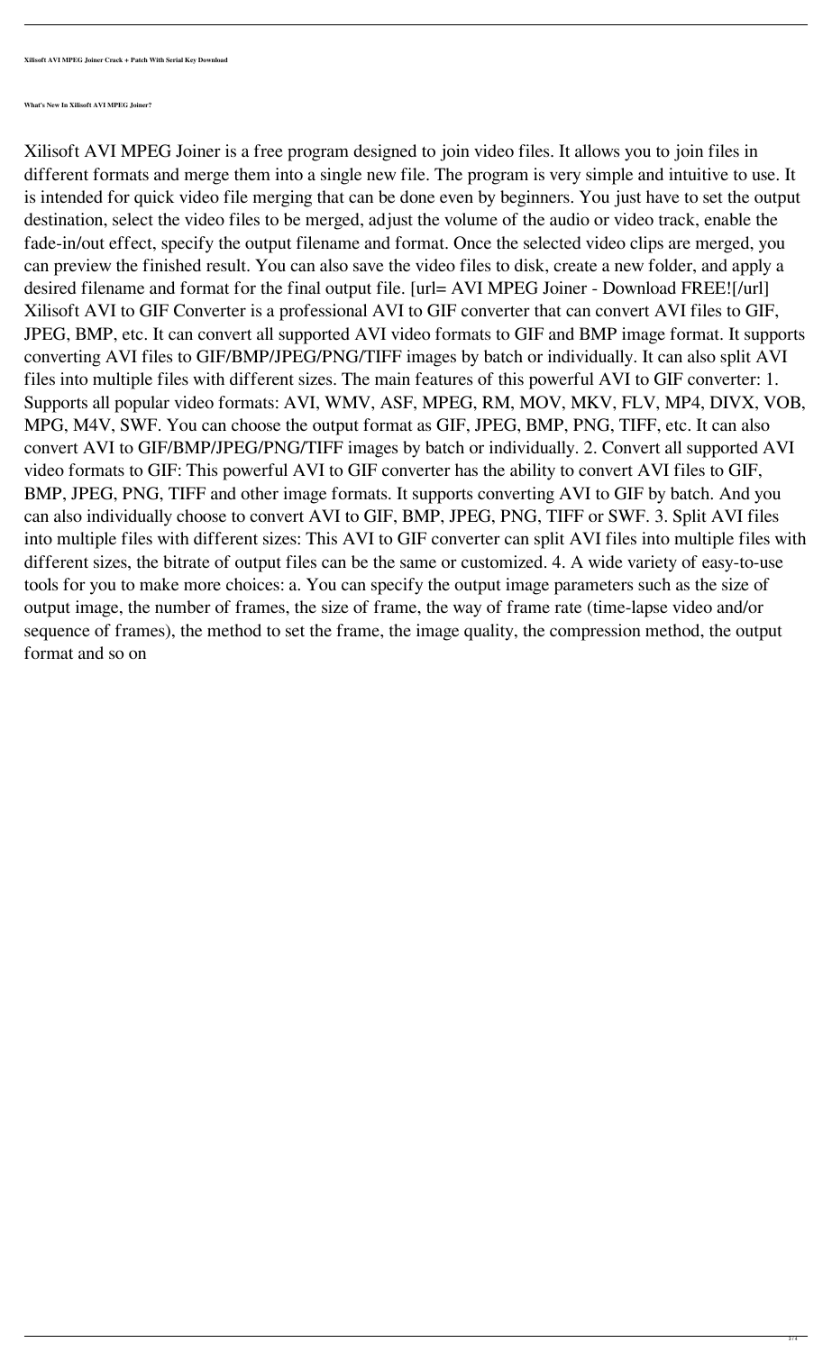**Xilisoft AVI MPEG Joiner Crack + Patch With Serial Key Download**

**What's New In Xilisoft AVI MPEG Joiner?**

Xilisoft AVI MPEG Joiner is a free program designed to join video files. It allows you to join files in different formats and merge them into a single new file. The program is very simple and intuitive to use. It is intended for quick video file merging that can be done even by beginners. You just have to set the output destination, select the video files to be merged, adjust the volume of the audio or video track, enable the fade-in/out effect, specify the output filename and format. Once the selected video clips are merged, you can preview the finished result. You can also save the video files to disk, create a new folder, and apply a desired filename and format for the final output file. [url= AVI MPEG Joiner - Download FREE![/url] Xilisoft AVI to GIF Converter is a professional AVI to GIF converter that can convert AVI files to GIF, JPEG, BMP, etc. It can convert all supported AVI video formats to GIF and BMP image format. It supports converting AVI files to GIF/BMP/JPEG/PNG/TIFF images by batch or individually. It can also split AVI files into multiple files with different sizes. The main features of this powerful AVI to GIF converter: 1. Supports all popular video formats: AVI, WMV, ASF, MPEG, RM, MOV, MKV, FLV, MP4, DIVX, VOB, MPG, M4V, SWF. You can choose the output format as GIF, JPEG, BMP, PNG, TIFF, etc. It can also convert AVI to GIF/BMP/JPEG/PNG/TIFF images by batch or individually. 2. Convert all supported AVI video formats to GIF: This powerful AVI to GIF converter has the ability to convert AVI files to GIF, BMP, JPEG, PNG, TIFF and other image formats. It supports converting AVI to GIF by batch. And you can also individually choose to convert AVI to GIF, BMP, JPEG, PNG, TIFF or SWF. 3. Split AVI files into multiple files with different sizes: This AVI to GIF converter can split AVI files into multiple files with different sizes, the bitrate of output files can be the same or customized. 4. A wide variety of easy-to-use tools for you to make more choices: a. You can specify the output image parameters such as the size of output image, the number of frames, the size of frame, the way of frame rate (time-lapse video and/or sequence of frames), the method to set the frame, the image quality, the compression method, the output format and so on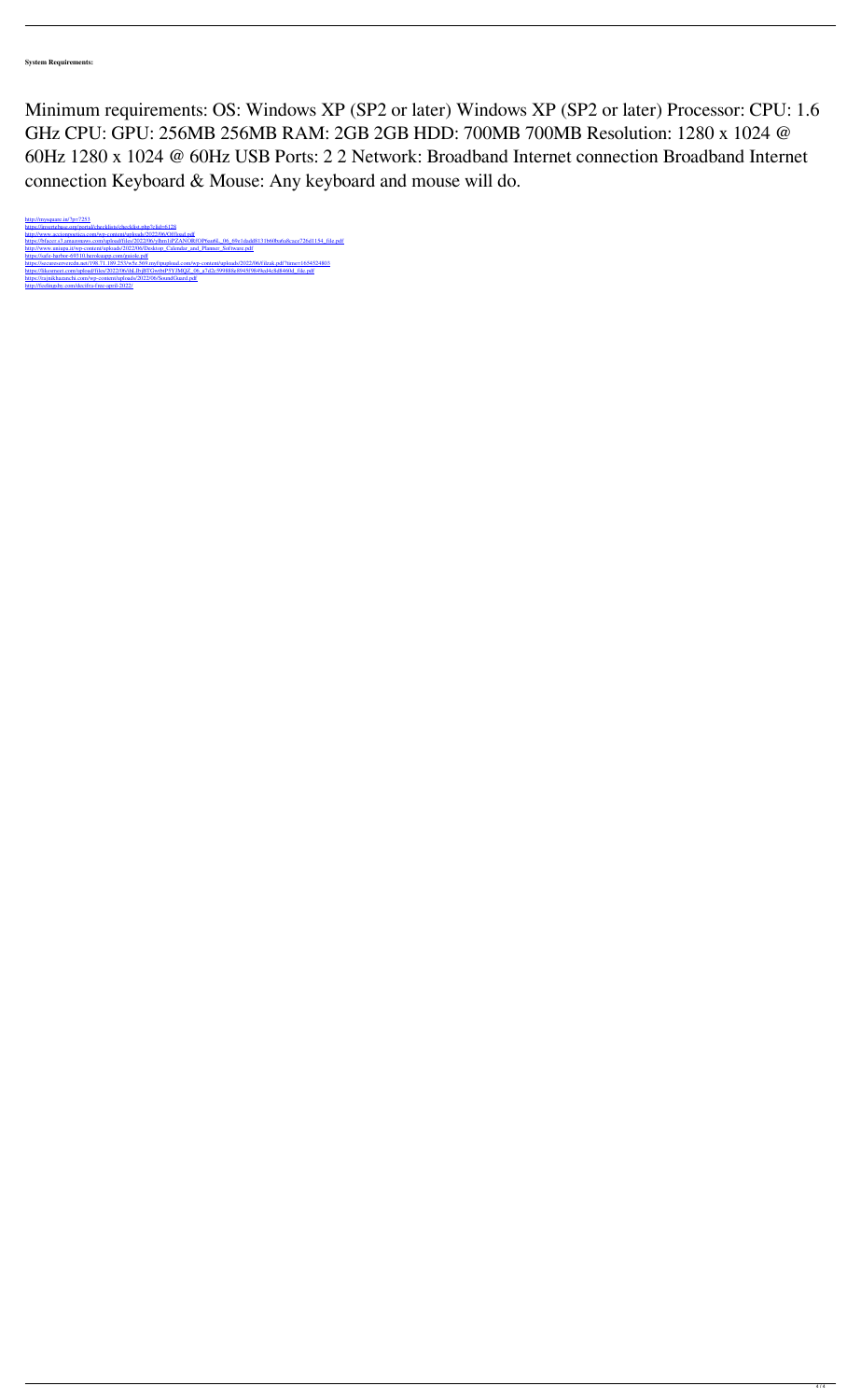**System Requirements:**

Minimum requirements: OS: Windows XP (SP2 or later) Windows XP (SP2 or later) Processor: CPU: 1.6 GHz CPU: GPU: 256MB 256MB RAM: 2GB 2GB HDD: 700MB 700MB Resolution: 1280 x 1024 @ 60Hz 1280 x 1024 @ 60Hz USB Ports: 2 2 Network: Broadband Internet connection Broadband Internet connection Keyboard & Mouse: Any keyboard and mouse will do.

http://mysquare.in/?p=7253
https://lmurehouse.org/portal/checklists/checklist.php?clid=8128
http://www.accionpoetica.com/wp-content/uploads/2022/06/GIISmal.pdf
https://9lacer.s3.amazonaws.com/upload/files/2022/06/y8hm1iPZANOROIOPeuuhL_06_69e1dadd8131b60bafa8cace72bd1154_file.pdf
http://www.uniupa.it/wp-content/uploads/2022/06/Desktop_Calendar_and_Planner_Software.pdf
https://safe-harbor-69310.herokuapp.com/gaiole.pdf
https://secureservercdn.net/198.71.189.253/w5z.569.myftpupload.com/wp-content/uploads/2022/06/Filrak.pdf?time=1654524803
https://likesmeet.com/upload/files/2022/06/hLlbjBTGwrbtP5YJMQZ_06_a7d2c599888e6945f9849ad4c8d8460d_file.pdf
https://rajnikhazanchi.com/wp-content/uploads/2022/06/SoundGuard.pdf
http://feelingshy.com/decifra-free-april-2022/